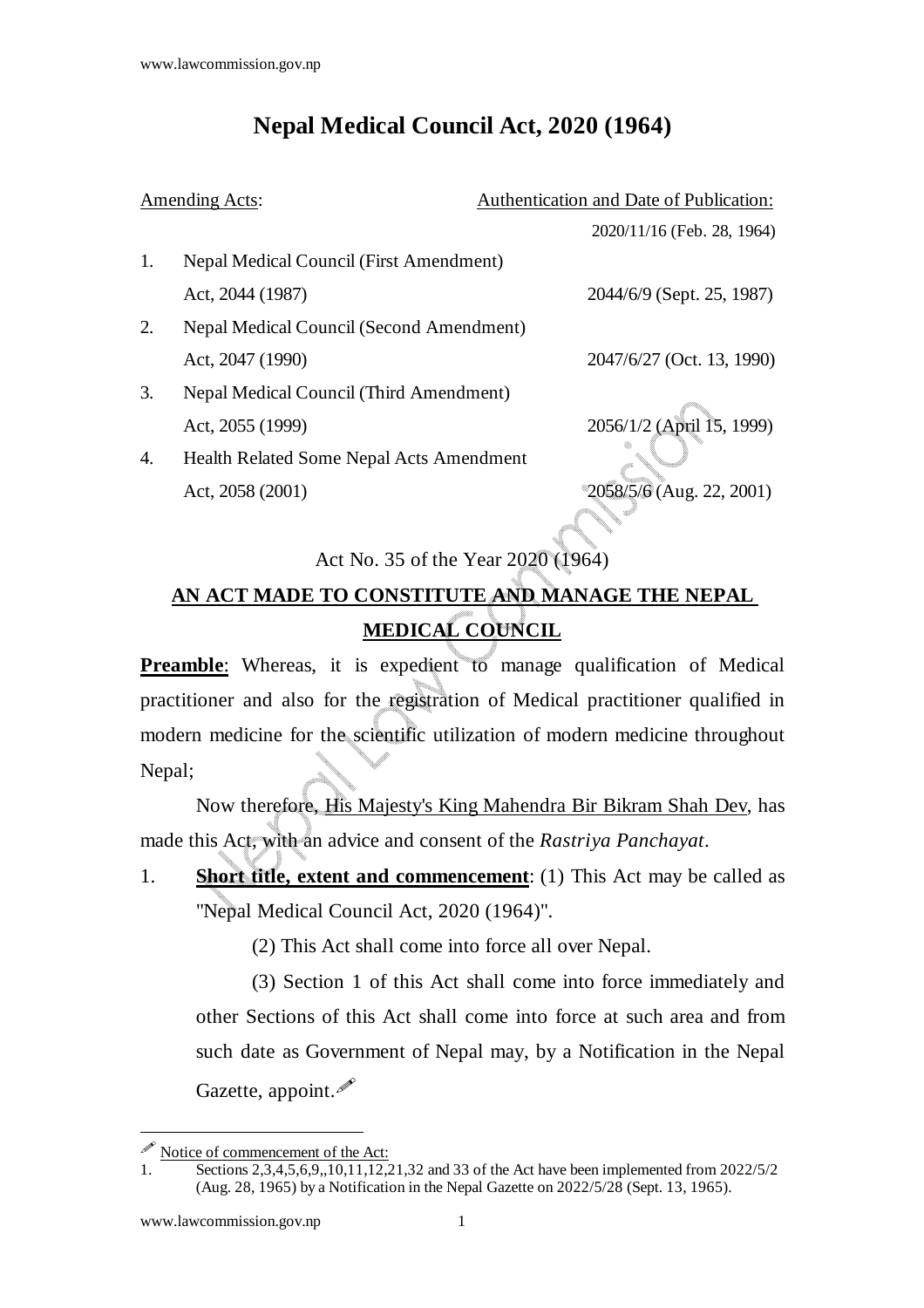# Nepal Medical Council Act, 2020 (1964)

| Amending Acts: | Authentication and Date of Publication: |
|---|---|
| | 2020/11/16 (Feb. 28, 1964) |
| 1. Nepal Medical Council (First Amendment) Act, 2044 (1987) | 2044/6/9 (Sept. 25, 1987) |
| 2. Nepal Medical Council (Second Amendment) Act, 2047 (1990) | 2047/6/27 (Oct. 13, 1990) |
| 3. Nepal Medical Council (Third Amendment) Act, 2055 (1999) | 2056/1/2 (April 15, 1999) |
| 4. Health Related Some Nepal Acts Amendment Act, 2058 (2001) | 2058/5/6 (Aug. 22, 2001) |

Act No. 35 of the Year 2020 (1964)

## AN ACT MADE TO CONSTITUTE AND MANAGE THE NEPAL MEDICAL COUNCIL

**Preamble**: Whereas, it is expedient to manage qualification of Medical practitioner and also for the registration of Medical practitioner qualified in modern medicine for the scientific utilization of modern medicine throughout Nepal;

Now therefore, His Majesty's King Mahendra Bir Bikram Shah Dev, has made this Act, with an advice and consent of the *Rastriya Panchayat*.

1. **Short title, extent and commencement**: (1) This Act may be called as "Nepal Medical Council Act, 2020 (1964)".

   (2) This Act shall come into force all over Nepal.

   (3) Section 1 of this Act shall come into force immediately and other Sections of this Act shall come into force at such area and from such date as Government of Nepal may, by a Notification in the Nepal Gazette, appoint.✎

---

✎ Notice of commencement of the Act:

1. Sections 2,3,4,5,6,9,,10,11,12,21,32 and 33 of the Act have been implemented from 2022/5/2 (Aug. 28, 1965) by a Notification in the Nepal Gazette on 2022/5/28 (Sept. 13, 1965).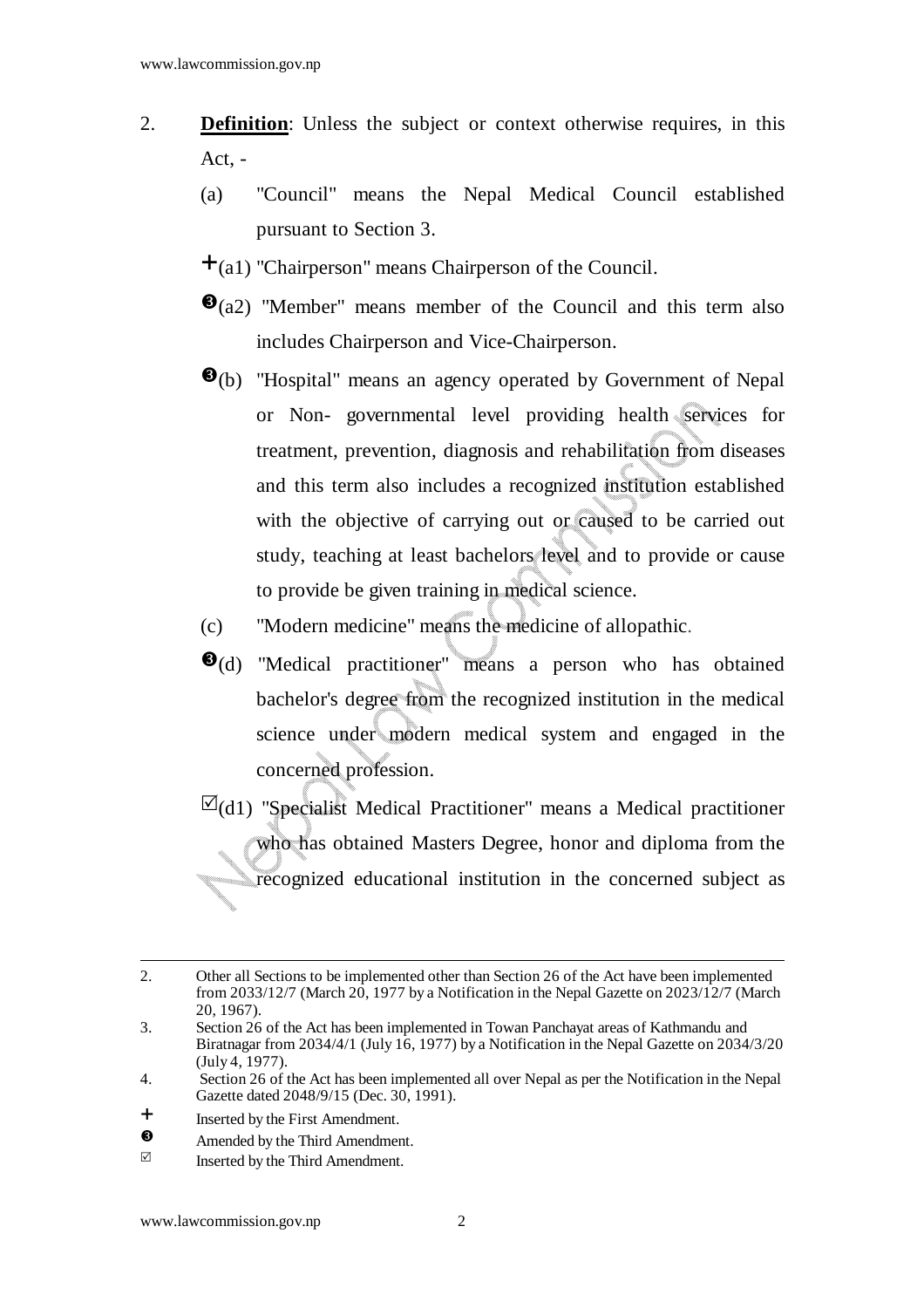2. **Definition**: Unless the subject or context otherwise requires, in this Act, -

   (a) "Council" means the Nepal Medical Council established pursuant to Section 3.

   +(a1) "Chairperson" means Chairperson of the Council.

   ❸(a2) "Member" means member of the Council and this term also includes Chairperson and Vice-Chairperson.

   ❸(b) "Hospital" means an agency operated by Government of Nepal or Non- governmental level providing health services for treatment, prevention, diagnosis and rehabilitation from diseases and this term also includes a recognized institution established with the objective of carrying out or caused to be carried out study, teaching at least bachelors level and to provide or cause to provide be given training in medical science.

   (c) "Modern medicine" means the medicine of allopathic.

   ❸(d) "Medical practitioner" means a person who has obtained bachelor's degree from the recognized institution in the medical science under modern medical system and engaged in the concerned profession.

   ☑(d1) "Specialist Medical Practitioner" means a Medical practitioner who has obtained Masters Degree, honor and diploma from the recognized educational institution in the concerned subject as

---

2. Other all Sections to be implemented other than Section 26 of the Act have been implemented from 2033/12/7 (March 20, 1977 by a Notification in the Nepal Gazette on 2023/12/7 (March 20, 1967).
3. Section 26 of the Act has been implemented in Towan Panchayat areas of Kathmandu and Biratnagar from 2034/4/1 (July 16, 1977) by a Notification in the Nepal Gazette on 2034/3/20 (July 4, 1977).
4. Section 26 of the Act has been implemented all over Nepal as per the Notification in the Nepal Gazette dated 2048/9/15 (Dec. 30, 1991).

+ Inserted by the First Amendment.

❸ Amended by the Third Amendment.

☑ Inserted by the Third Amendment.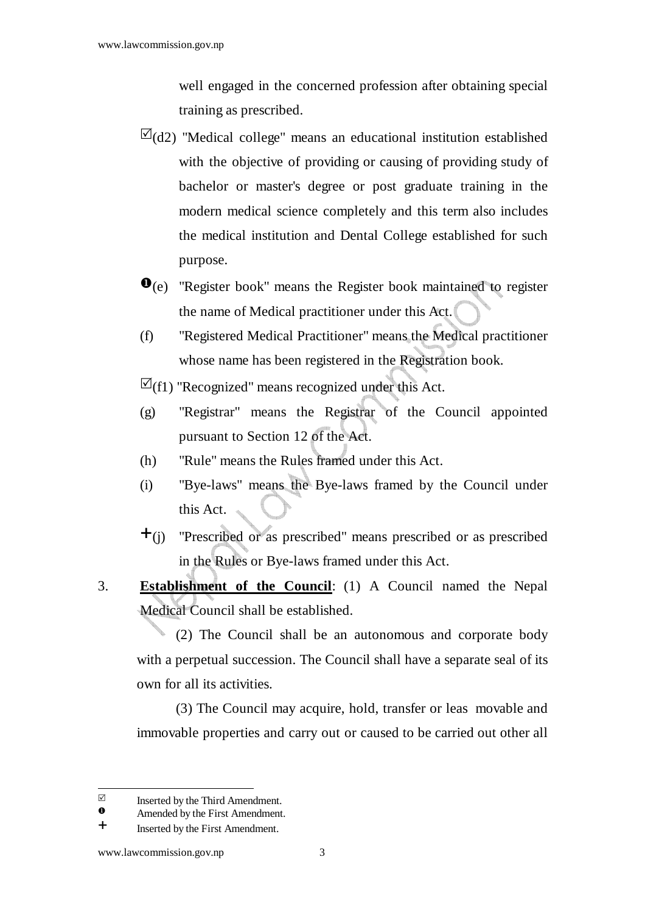well engaged in the concerned profession after obtaining special training as prescribed.

☑(d2) "Medical college" means an educational institution established with the objective of providing or causing of providing study of bachelor or master's degree or post graduate training in the modern medical science completely and this term also includes the medical institution and Dental College established for such purpose.

❶(e) "Register book" means the Register book maintained to register the name of Medical practitioner under this Act.

(f) "Registered Medical Practitioner" means the Medical practitioner whose name has been registered in the Registration book.

☑(f1) "Recognized" means recognized under this Act.

(g) "Registrar" means the Registrar of the Council appointed pursuant to Section 12 of the Act.

(h) "Rule" means the Rules framed under this Act.

(i) "Bye-laws" means the Bye-laws framed by the Council under this Act.

+(j) "Prescribed or as prescribed" means prescribed or as prescribed in the Rules or Bye-laws framed under this Act.

3. **Establishment of the Council**: (1) A Council named the Nepal Medical Council shall be established.

(2) The Council shall be an autonomous and corporate body with a perpetual succession. The Council shall have a separate seal of its own for all its activities.

(3) The Council may acquire, hold, transfer or leas movable and immovable properties and carry out or caused to be carried out other all

---

☑ Inserted by the Third Amendment.

❶ Amended by the First Amendment.

+ Inserted by the First Amendment.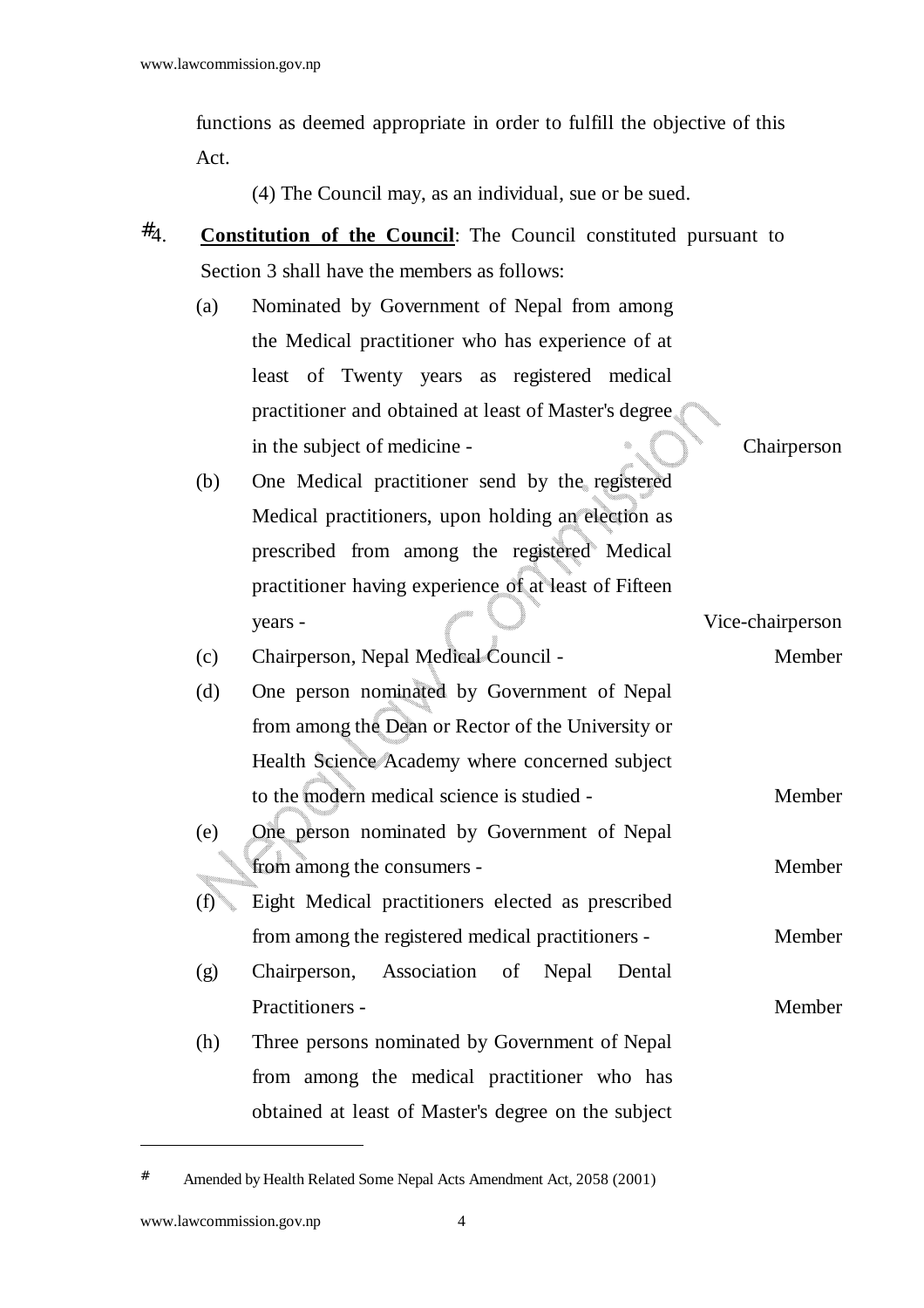functions as deemed appropriate in order to fulfill the objective of this Act.

(4) The Council may, as an individual, sue or be sued.

#4. **Constitution of the Council**: The Council constituted pursuant to Section 3 shall have the members as follows:

(a) Nominated by Government of Nepal from among the Medical practitioner who has experience of at least of Twenty years as registered medical practitioner and obtained at least of Master's degree in the subject of medicine - Chairperson

(b) One Medical practitioner send by the registered Medical practitioners, upon holding an election as prescribed from among the registered Medical practitioner having experience of at least of Fifteen years - Vice-chairperson

(c) Chairperson, Nepal Medical Council - Member

(d) One person nominated by Government of Nepal from among the Dean or Rector of the University or Health Science Academy where concerned subject to the modern medical science is studied - Member

(e) One person nominated by Government of Nepal from among the consumers - Member

(f) Eight Medical practitioners elected as prescribed from among the registered medical practitioners - Member

(g) Chairperson, Association of Nepal Dental Practitioners - Member

(h) Three persons nominated by Government of Nepal from among the medical practitioner who has obtained at least of Master's degree on the subject

---

# Amended by Health Related Some Nepal Acts Amendment Act, 2058 (2001)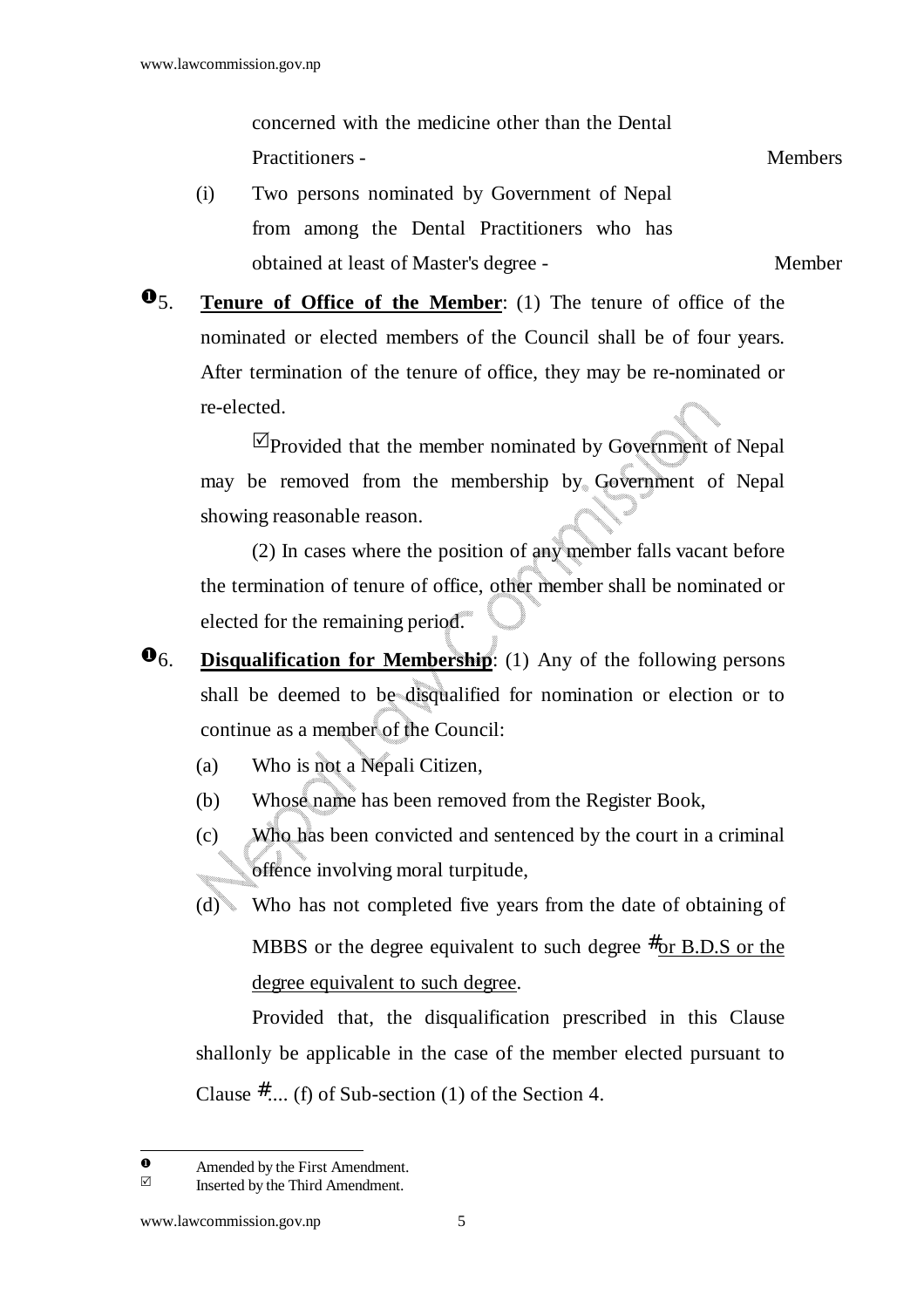concerned with the medicine other than the Dental Practitioners - Members

(i) Two persons nominated by Government of Nepal from among the Dental Practitioners who has obtained at least of Master's degree - Member

❶5. **Tenure of Office of the Member**: (1) The tenure of office of the nominated or elected members of the Council shall be of four years. After termination of the tenure of office, they may be re-nominated or re-elected.

☑Provided that the member nominated by Government of Nepal may be removed from the membership by Government of Nepal showing reasonable reason.

(2) In cases where the position of any member falls vacant before the termination of tenure of office, other member shall be nominated or elected for the remaining period.

❶6. **Disqualification for Membership**: (1) Any of the following persons shall be deemed to be disqualified for nomination or election or to continue as a member of the Council:

(a) Who is not a Nepali Citizen,

(b) Whose name has been removed from the Register Book,

(c) Who has been convicted and sentenced by the court in a criminal offence involving moral turpitude,

(d) Who has not completed five years from the date of obtaining of MBBS or the degree equivalent to such degree #or B.D.S or the degree equivalent to such degree.

Provided that, the disqualification prescribed in this Clause shallonly be applicable in the case of the member elected pursuant to Clause #.... (f) of Sub-section (1) of the Section 4.

---

❶ Amended by the First Amendment.

☑ Inserted by the Third Amendment.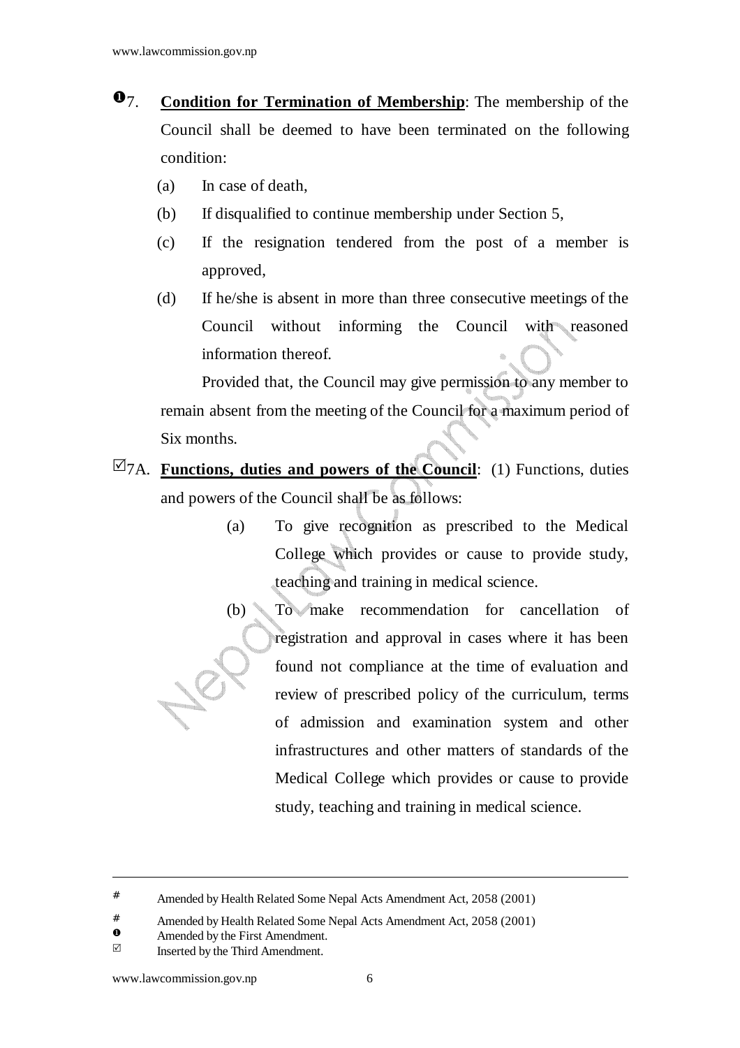❶7. **Condition for Termination of Membership**: The membership of the Council shall be deemed to have been terminated on the following condition:

(a) In case of death,

(b) If disqualified to continue membership under Section 5,

(c) If the resignation tendered from the post of a member is approved,

(d) If he/she is absent in more than three consecutive meetings of the Council without informing the Council with reasoned information thereof.

Provided that, the Council may give permission to any member to remain absent from the meeting of the Council for a maximum period of Six months.

☑7A. **Functions, duties and powers of the Council**: (1) Functions, duties and powers of the Council shall be as follows:

(a) To give recognition as prescribed to the Medical College which provides or cause to provide study, teaching and training in medical science.

(b) To make recommendation for cancellation of registration and approval in cases where it has been found not compliance at the time of evaluation and review of prescribed policy of the curriculum, terms of admission and examination system and other infrastructures and other matters of standards of the Medical College which provides or cause to provide study, teaching and training in medical science.

---

# Amended by Health Related Some Nepal Acts Amendment Act, 2058 (2001)

# Amended by Health Related Some Nepal Acts Amendment Act, 2058 (2001)

❶ Amended by the First Amendment.

☑ Inserted by the Third Amendment.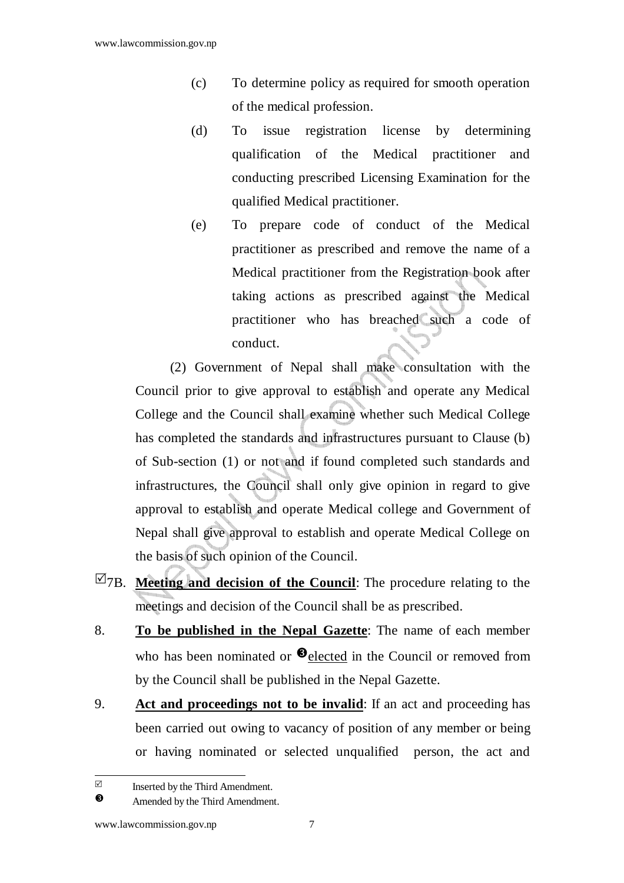(c) To determine policy as required for smooth operation of the medical profession.

(d) To issue registration license by determining qualification of the Medical practitioner and conducting prescribed Licensing Examination for the qualified Medical practitioner.

(e) To prepare code of conduct of the Medical practitioner as prescribed and remove the name of a Medical practitioner from the Registration book after taking actions as prescribed against the Medical practitioner who has breached such a code of conduct.

(2) Government of Nepal shall make consultation with the Council prior to give approval to establish and operate any Medical College and the Council shall examine whether such Medical College has completed the standards and infrastructures pursuant to Clause (b) of Sub-section (1) or not and if found completed such standards and infrastructures, the Council shall only give opinion in regard to give approval to establish and operate Medical college and Government of Nepal shall give approval to establish and operate Medical College on the basis of such opinion of the Council.

☑7B. **Meeting and decision of the Council**: The procedure relating to the meetings and decision of the Council shall be as prescribed.

8. **To be published in the Nepal Gazette**: The name of each member who has been nominated or ❸elected in the Council or removed from by the Council shall be published in the Nepal Gazette.

9. **Act and proceedings not to be invalid**: If an act and proceeding has been carried out owing to vacancy of position of any member or being or having nominated or selected unqualified person, the act and

---

☑ Inserted by the Third Amendment.

❸ Amended by the Third Amendment.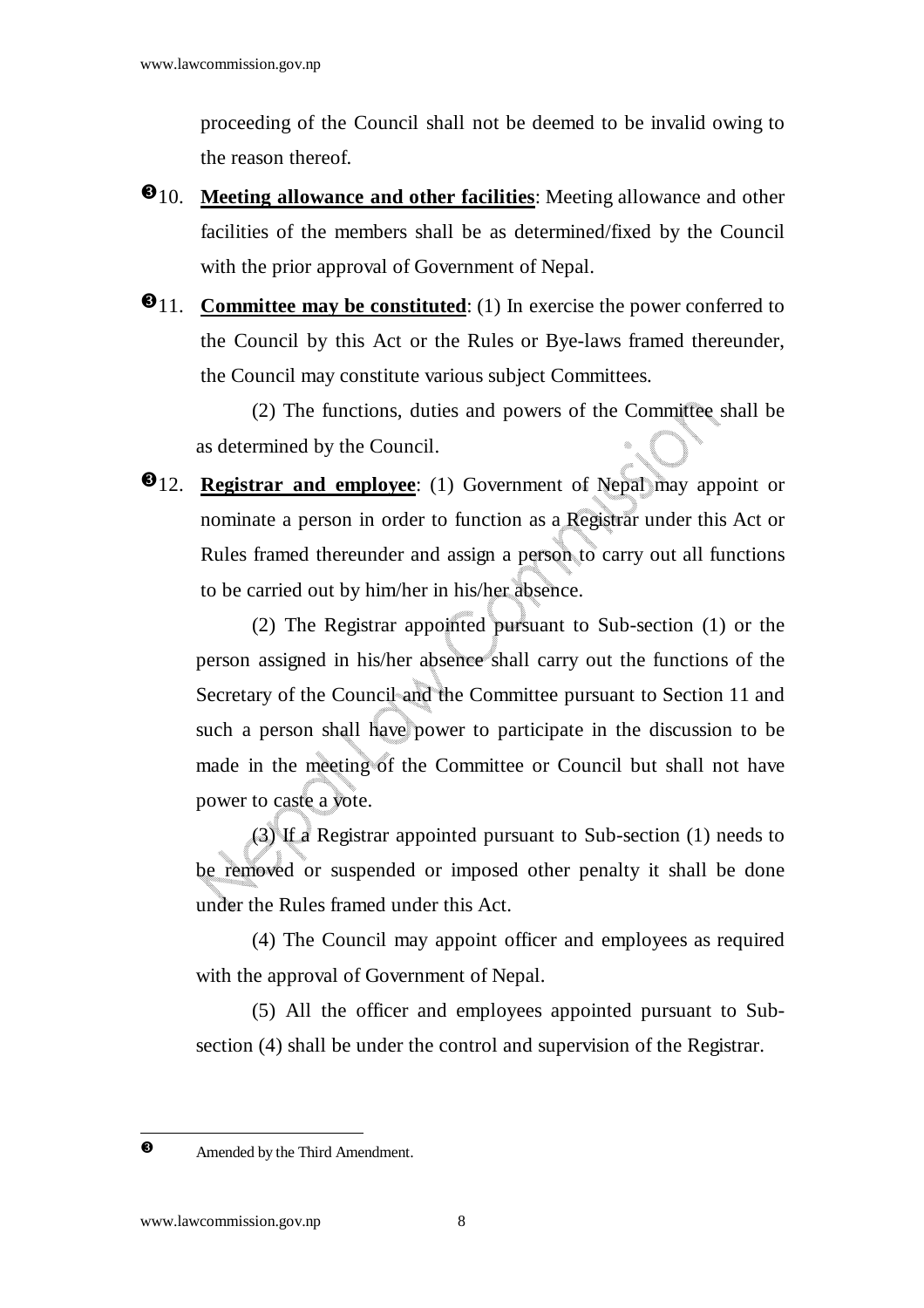proceeding of the Council shall not be deemed to be invalid owing to the reason thereof.

❸10. **Meeting allowance and other facilities**: Meeting allowance and other facilities of the members shall be as determined/fixed by the Council with the prior approval of Government of Nepal.

❸11. **Committee may be constituted**: (1) In exercise the power conferred to the Council by this Act or the Rules or Bye-laws framed thereunder, the Council may constitute various subject Committees.

(2) The functions, duties and powers of the Committee shall be as determined by the Council.

❸12. **Registrar and employee**: (1) Government of Nepal may appoint or nominate a person in order to function as a Registrar under this Act or Rules framed thereunder and assign a person to carry out all functions to be carried out by him/her in his/her absence.

(2) The Registrar appointed pursuant to Sub-section (1) or the person assigned in his/her absence shall carry out the functions of the Secretary of the Council and the Committee pursuant to Section 11 and such a person shall have power to participate in the discussion to be made in the meeting of the Committee or Council but shall not have power to caste a vote.

(3) If a Registrar appointed pursuant to Sub-section (1) needs to be removed or suspended or imposed other penalty it shall be done under the Rules framed under this Act.

(4) The Council may appoint officer and employees as required with the approval of Government of Nepal.

(5) All the officer and employees appointed pursuant to Sub-section (4) shall be under the control and supervision of the Registrar.

---

❸ Amended by the Third Amendment.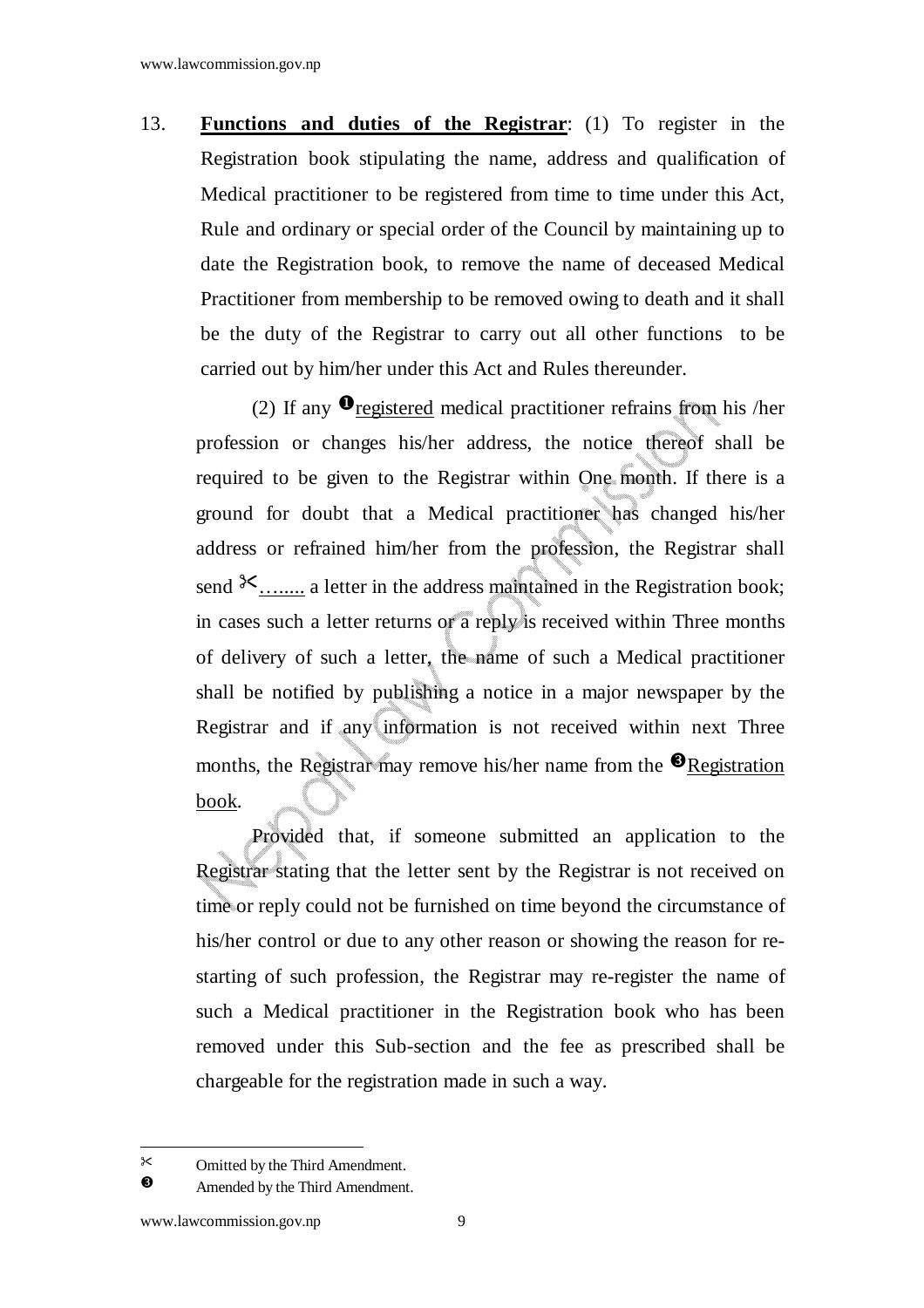13. **Functions and duties of the Registrar**: (1) To register in the Registration book stipulating the name, address and qualification of Medical practitioner to be registered from time to time under this Act, Rule and ordinary or special order of the Council by maintaining up to date the Registration book, to remove the name of deceased Medical Practitioner from membership to be removed owing to death and it shall be the duty of the Registrar to carry out all other functions to be carried out by him/her under this Act and Rules thereunder.

(2) If any ❶registered medical practitioner refrains from his /her profession or changes his/her address, the notice thereof shall be required to be given to the Registrar within One month. If there is a ground for doubt that a Medical practitioner has changed his/her address or refrained him/her from the profession, the Registrar shall send ✂…..... a letter in the address maintained in the Registration book; in cases such a letter returns or a reply is received within Three months of delivery of such a letter, the name of such a Medical practitioner shall be notified by publishing a notice in a major newspaper by the Registrar and if any information is not received within next Three months, the Registrar may remove his/her name from the ❸Registration book.

Provided that, if someone submitted an application to the Registrar stating that the letter sent by the Registrar is not received on time or reply could not be furnished on time beyond the circumstance of his/her control or due to any other reason or showing the reason for re-starting of such profession, the Registrar may re-register the name of such a Medical practitioner in the Registration book who has been removed under this Sub-section and the fee as prescribed shall be chargeable for the registration made in such a way.

---

✂ Omitted by the Third Amendment.

❸ Amended by the Third Amendment.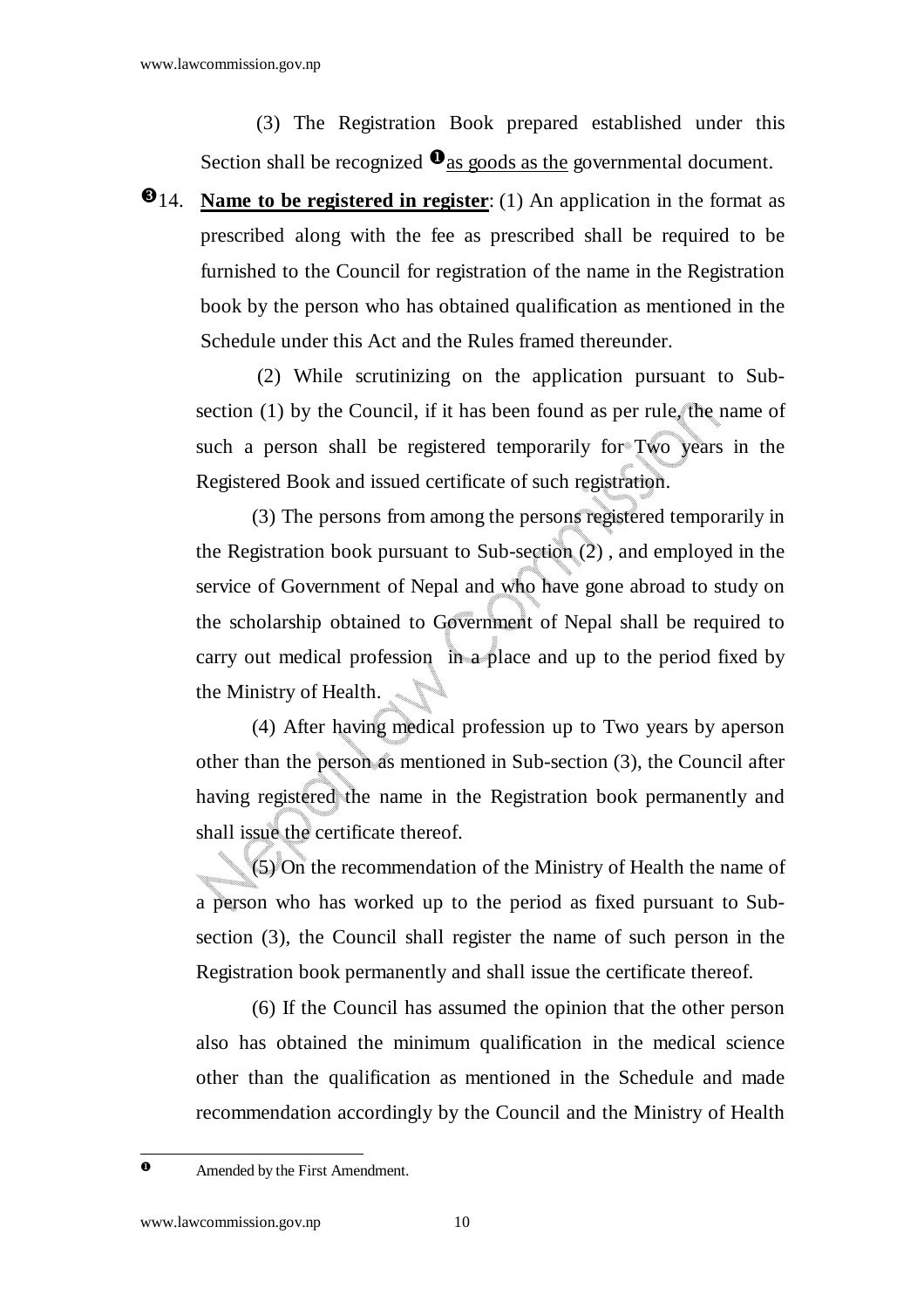(3) The Registration Book prepared established under this Section shall be recognized [❶] as goods as the governmental document.

[❸] 14. **Name to be registered in register**: (1) An application in the format as prescribed along with the fee as prescribed shall be required to be furnished to the Council for registration of the name in the Registration book by the person who has obtained qualification as mentioned in the Schedule under this Act and the Rules framed thereunder.

(2) While scrutinizing on the application pursuant to Sub-section (1) by the Council, if it has been found as per rule, the name of such a person shall be registered temporarily for Two years in the Registered Book and issued certificate of such registration.

(3) The persons from among the persons registered temporarily in the Registration book pursuant to Sub-section (2) , and employed in the service of Government of Nepal and who have gone abroad to study on the scholarship obtained to Government of Nepal shall be required to carry out medical profession in a place and up to the period fixed by the Ministry of Health.

(4) After having medical profession up to Two years by aperson other than the person as mentioned in Sub-section (3), the Council after having registered the name in the Registration book permanently and shall issue the certificate thereof.

(5) On the recommendation of the Ministry of Health the name of a person who has worked up to the period as fixed pursuant to Sub-section (3), the Council shall register the name of such person in the Registration book permanently and shall issue the certificate thereof.

(6) If the Council has assumed the opinion that the other person also has obtained the minimum qualification in the medical science other than the qualification as mentioned in the Schedule and made recommendation accordingly by the Council and the Ministry of Health

---

[❶] Amended by the First Amendment.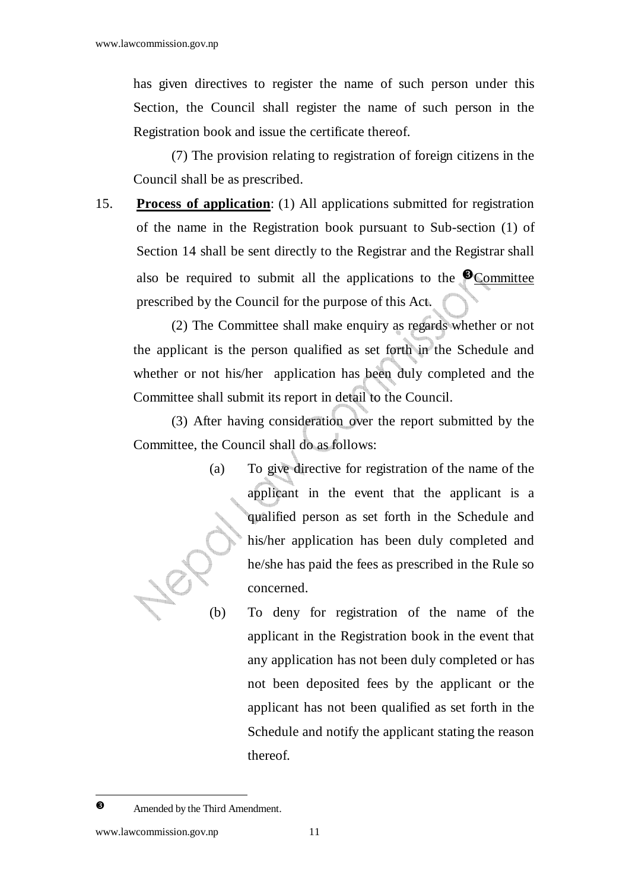has given directives to register the name of such person under this Section, the Council shall register the name of such person in the Registration book and issue the certificate thereof.

(7) The provision relating to registration of foreign citizens in the Council shall be as prescribed.

15. **Process of application**: (1) All applications submitted for registration of the name in the Registration book pursuant to Sub-section (1) of Section 14 shall be sent directly to the Registrar and the Registrar shall also be required to submit all the applications to the ❸Committee prescribed by the Council for the purpose of this Act.

(2) The Committee shall make enquiry as regards whether or not the applicant is the person qualified as set forth in the Schedule and whether or not his/her application has been duly completed and the Committee shall submit its report in detail to the Council.

(3) After having consideration over the report submitted by the Committee, the Council shall do as follows:

(a) To give directive for registration of the name of the applicant in the event that the applicant is a qualified person as set forth in the Schedule and his/her application has been duly completed and he/she has paid the fees as prescribed in the Rule so concerned.

(b) To deny for registration of the name of the applicant in the Registration book in the event that any application has not been duly completed or has not been deposited fees by the applicant or the applicant has not been qualified as set forth in the Schedule and notify the applicant stating the reason thereof.

---

❸ Amended by the Third Amendment.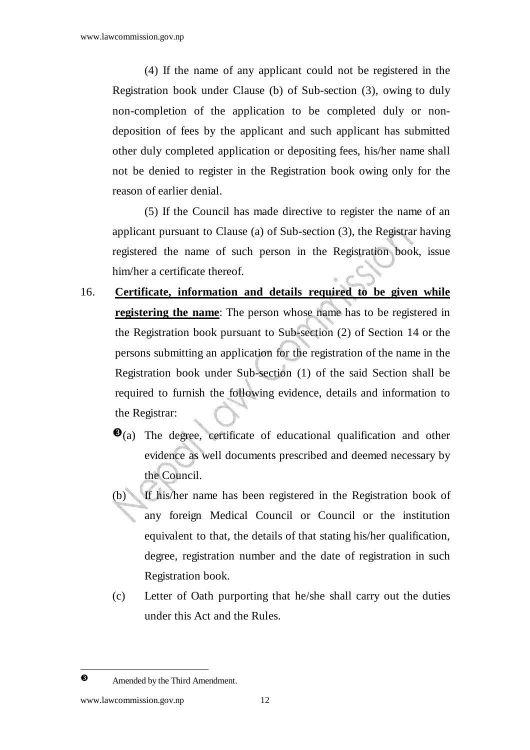(4) If the name of any applicant could not be registered in the Registration book under Clause (b) of Sub-section (3), owing to duly non-completion of the application to be completed duly or non-deposition of fees by the applicant and such applicant has submitted other duly completed application or depositing fees, his/her name shall not be denied to register in the Registration book owing only for the reason of earlier denial.

(5) If the Council has made directive to register the name of an applicant pursuant to Clause (a) of Sub-section (3), the Registrar having registered the name of such person in the Registration book, issue him/her a certificate thereof.

16. **Certificate, information and details required to be given while registering the name**: The person whose name has to be registered in the Registration book pursuant to Sub-section (2) of Section 14 or the persons submitting an application for the registration of the name in the Registration book under Sub-section (1) of the said Section shall be required to furnish the following evidence, details and information to the Registrar:

   ❸(a) The degree, certificate of educational qualification and other evidence as well documents prescribed and deemed necessary by the Council.

   (b) If his/her name has been registered in the Registration book of any foreign Medical Council or Council or the institution equivalent to that, the details of that stating his/her qualification, degree, registration number and the date of registration in such Registration book.

   (c) Letter of Oath purporting that he/she shall carry out the duties under this Act and the Rules.

---

❸ Amended by the Third Amendment.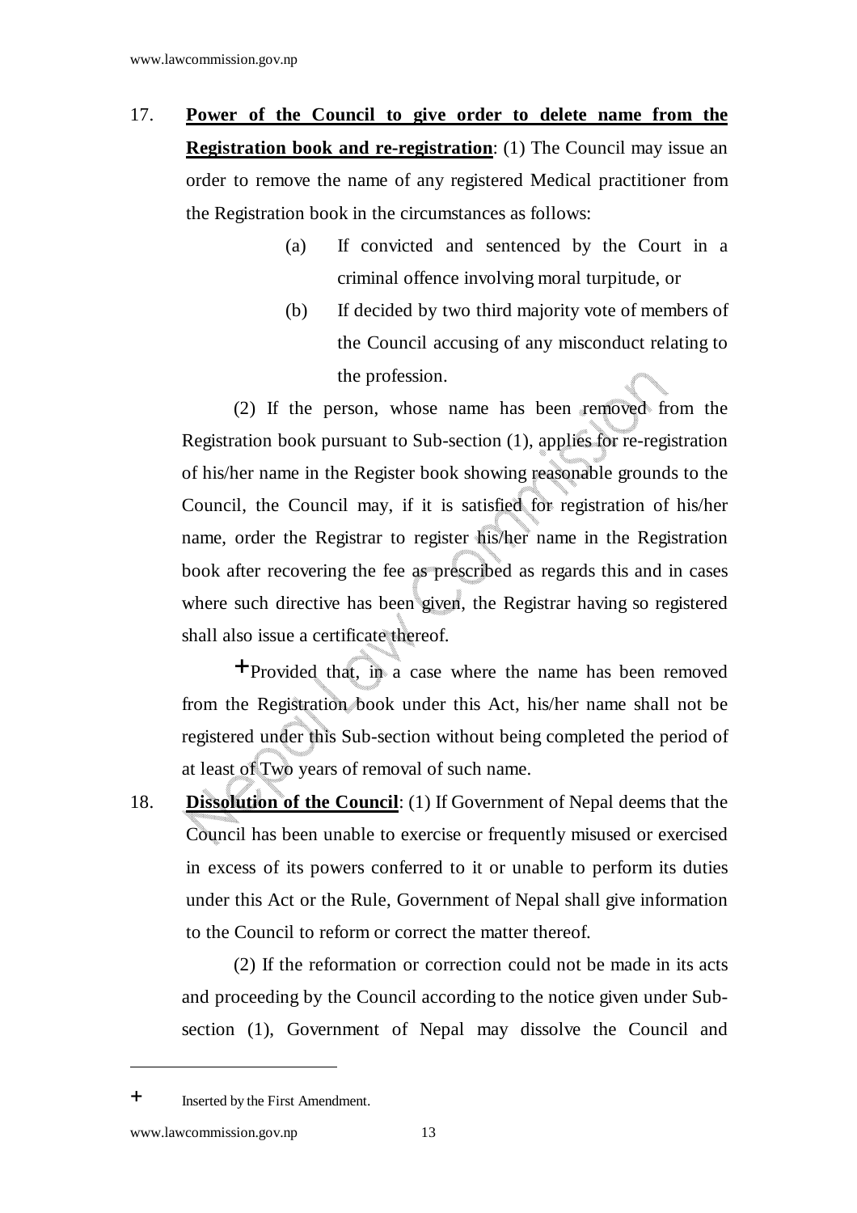17. **Power of the Council to give order to delete name from the Registration book and re-registration**: (1) The Council may issue an order to remove the name of any registered Medical practitioner from the Registration book in the circumstances as follows:

    (a) If convicted and sentenced by the Court in a criminal offence involving moral turpitude, or

    (b) If decided by two third majority vote of members of the Council accusing of any misconduct relating to the profession.

    (2) If the person, whose name has been removed from the Registration book pursuant to Sub-section (1), applies for re-registration of his/her name in the Register book showing reasonable grounds to the Council, the Council may, if it is satisfied for registration of his/her name, order the Registrar to register his/her name in the Registration book after recovering the fee as prescribed as regards this and in cases where such directive has been given, the Registrar having so registered shall also issue a certificate thereof.

    +Provided that, in a case where the name has been removed from the Registration book under this Act, his/her name shall not be registered under this Sub-section without being completed the period of at least of Two years of removal of such name.

18. **Dissolution of the Council**: (1) If Government of Nepal deems that the Council has been unable to exercise or frequently misused or exercised in excess of its powers conferred to it or unable to perform its duties under this Act or the Rule, Government of Nepal shall give information to the Council to reform or correct the matter thereof.

    (2) If the reformation or correction could not be made in its acts and proceeding by the Council according to the notice given under Sub-section (1), Government of Nepal may dissolve the Council and

---

\+ Inserted by the First Amendment.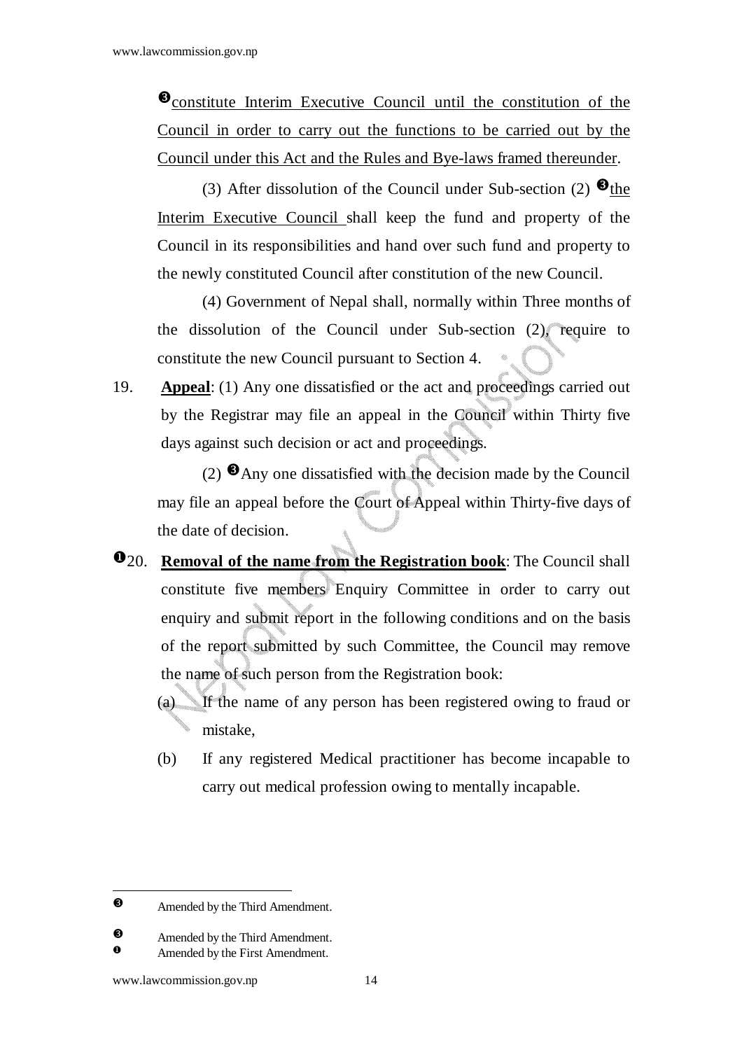❸constitute Interim Executive Council until the constitution of the Council in order to carry out the functions to be carried out by the Council under this Act and the Rules and Bye-laws framed thereunder.

(3) After dissolution of the Council under Sub-section (2) ❸the Interim Executive Council shall keep the fund and property of the Council in its responsibilities and hand over such fund and property to the newly constituted Council after constitution of the new Council.

(4) Government of Nepal shall, normally within Three months of the dissolution of the Council under Sub-section (2), require to constitute the new Council pursuant to Section 4.

19. **Appeal**: (1) Any one dissatisfied or the act and proceedings carried out by the Registrar may file an appeal in the Council within Thirty five days against such decision or act and proceedings.

(2) ❸Any one dissatisfied with the decision made by the Council may file an appeal before the Court of Appeal within Thirty-five days of the date of decision.

❶20. **Removal of the name from the Registration book**: The Council shall constitute five members Enquiry Committee in order to carry out enquiry and submit report in the following conditions and on the basis of the report submitted by such Committee, the Council may remove the name of such person from the Registration book:

(a) If the name of any person has been registered owing to fraud or mistake,

(b) If any registered Medical practitioner has become incapable to carry out medical profession owing to mentally incapable.

---

❸ Amended by the Third Amendment.

❸ Amended by the Third Amendment.

❶ Amended by the First Amendment.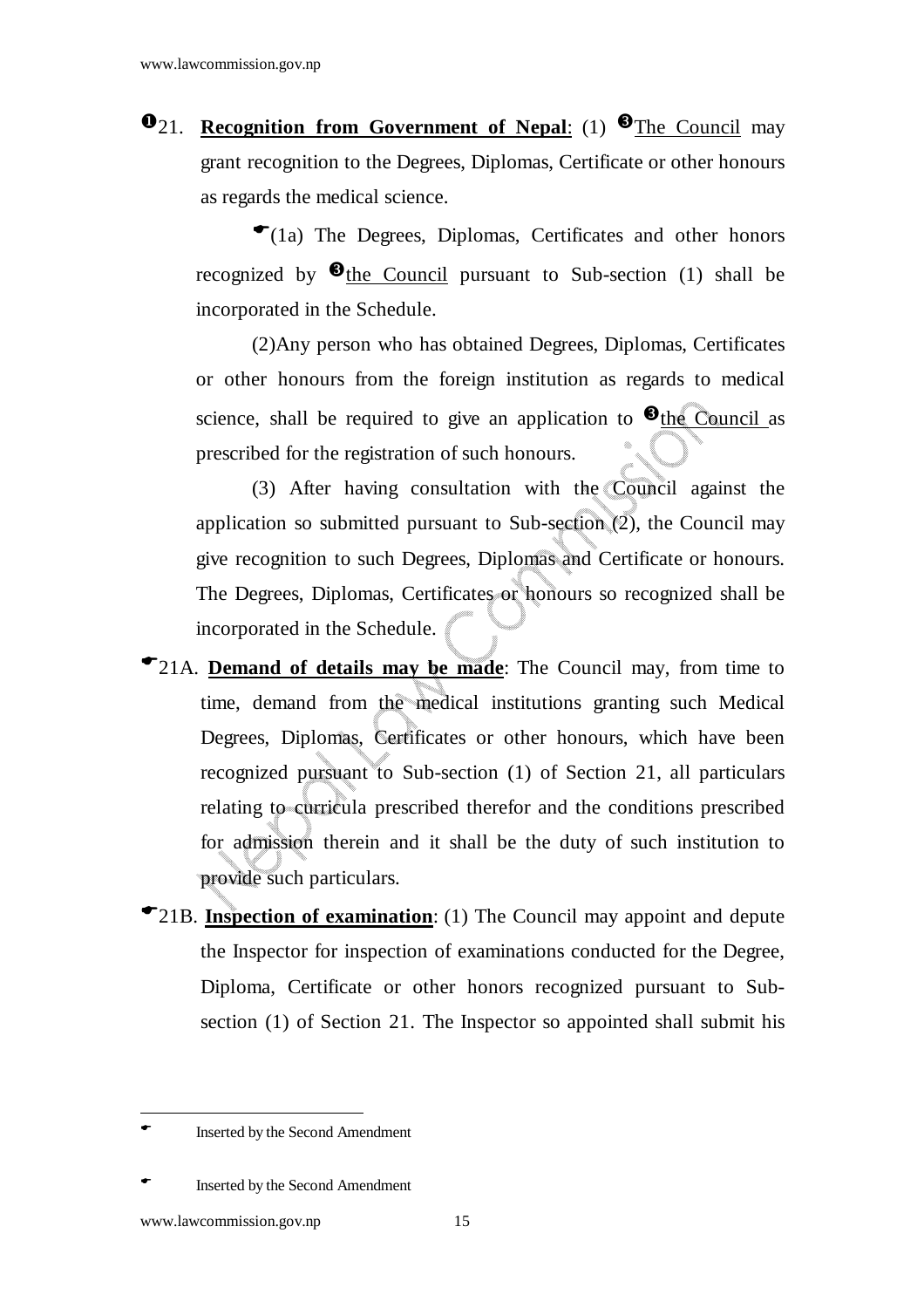❶21. **Recognition from Government of Nepal**: (1) ❸The Council may grant recognition to the Degrees, Diplomas, Certificate or other honours as regards the medical science.

☛(1a) The Degrees, Diplomas, Certificates and other honors recognized by ❸the Council pursuant to Sub-section (1) shall be incorporated in the Schedule.

(2)Any person who has obtained Degrees, Diplomas, Certificates or other honours from the foreign institution as regards to medical science, shall be required to give an application to ❸the Council as prescribed for the registration of such honours.

(3) After having consultation with the Council against the application so submitted pursuant to Sub-section (2), the Council may give recognition to such Degrees, Diplomas and Certificate or honours. The Degrees, Diplomas, Certificates or honours so recognized shall be incorporated in the Schedule.

☛21A. **Demand of details may be made**: The Council may, from time to time, demand from the medical institutions granting such Medical Degrees, Diplomas, Certificates or other honours, which have been recognized pursuant to Sub-section (1) of Section 21, all particulars relating to curricula prescribed therefor and the conditions prescribed for admission therein and it shall be the duty of such institution to provide such particulars.

☛21B. **Inspection of examination**: (1) The Council may appoint and depute the Inspector for inspection of examinations conducted for the Degree, Diploma, Certificate or other honors recognized pursuant to Sub-section (1) of Section 21. The Inspector so appointed shall submit his

---

☛ Inserted by the Second Amendment

☛ Inserted by the Second Amendment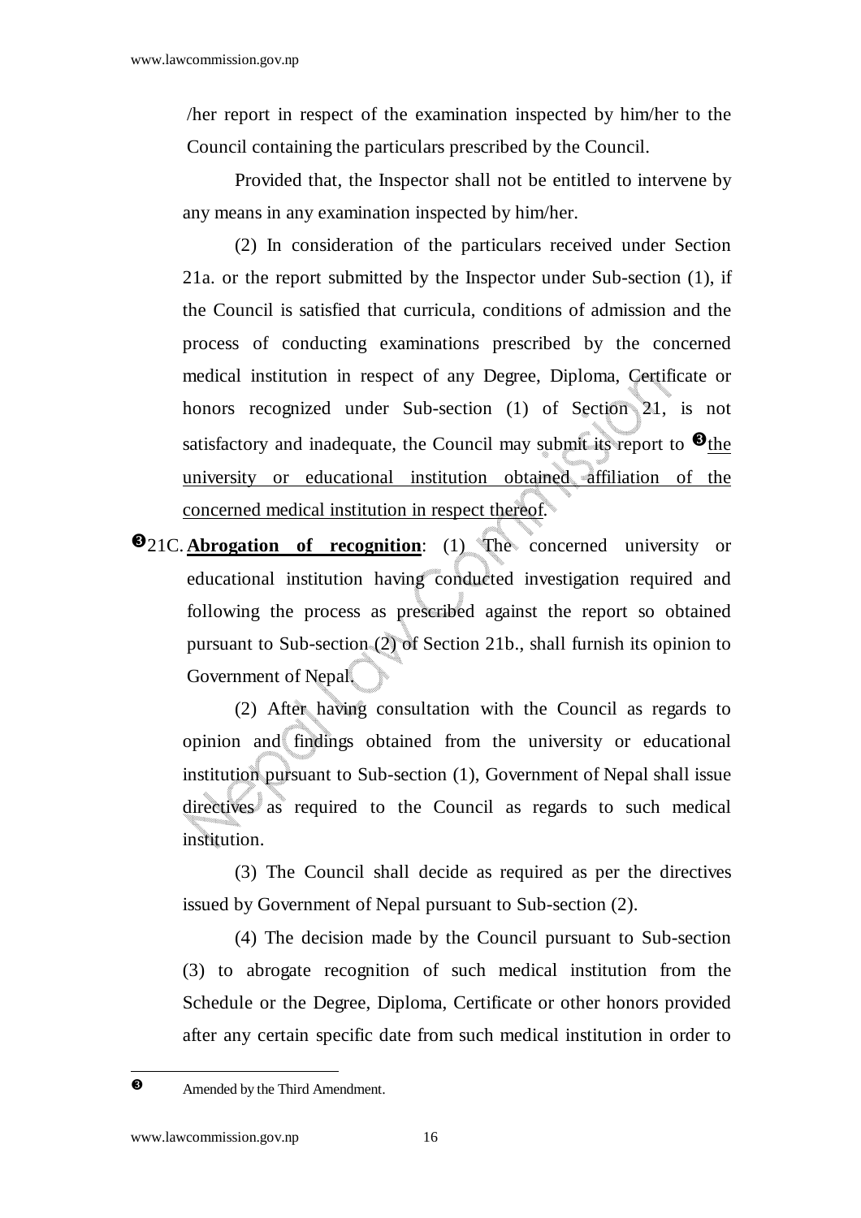/her report in respect of the examination inspected by him/her to the Council containing the particulars prescribed by the Council.

Provided that, the Inspector shall not be entitled to intervene by any means in any examination inspected by him/her.

(2) In consideration of the particulars received under Section 21a. or the report submitted by the Inspector under Sub-section (1), if the Council is satisfied that curricula, conditions of admission and the process of conducting examinations prescribed by the concerned medical institution in respect of any Degree, Diploma, Certificate or honors recognized under Sub-section (1) of Section 21, is not satisfactory and inadequate, the Council may submit its report to ❸<u>the university or educational institution obtained affiliation of the concerned medical institution in respect thereof</u>.

❸21C. **<u>Abrogation of recognition</u>**: (1) The concerned university or educational institution having conducted investigation required and following the process as prescribed against the report so obtained pursuant to Sub-section (2) of Section 21b., shall furnish its opinion to Government of Nepal.

(2) After having consultation with the Council as regards to opinion and findings obtained from the university or educational institution pursuant to Sub-section (1), Government of Nepal shall issue directives as required to the Council as regards to such medical institution.

(3) The Council shall decide as required as per the directives issued by Government of Nepal pursuant to Sub-section (2).

(4) The decision made by the Council pursuant to Sub-section (3) to abrogate recognition of such medical institution from the Schedule or the Degree, Diploma, Certificate or other honors provided after any certain specific date from such medical institution in order to

---

❸ Amended by the Third Amendment.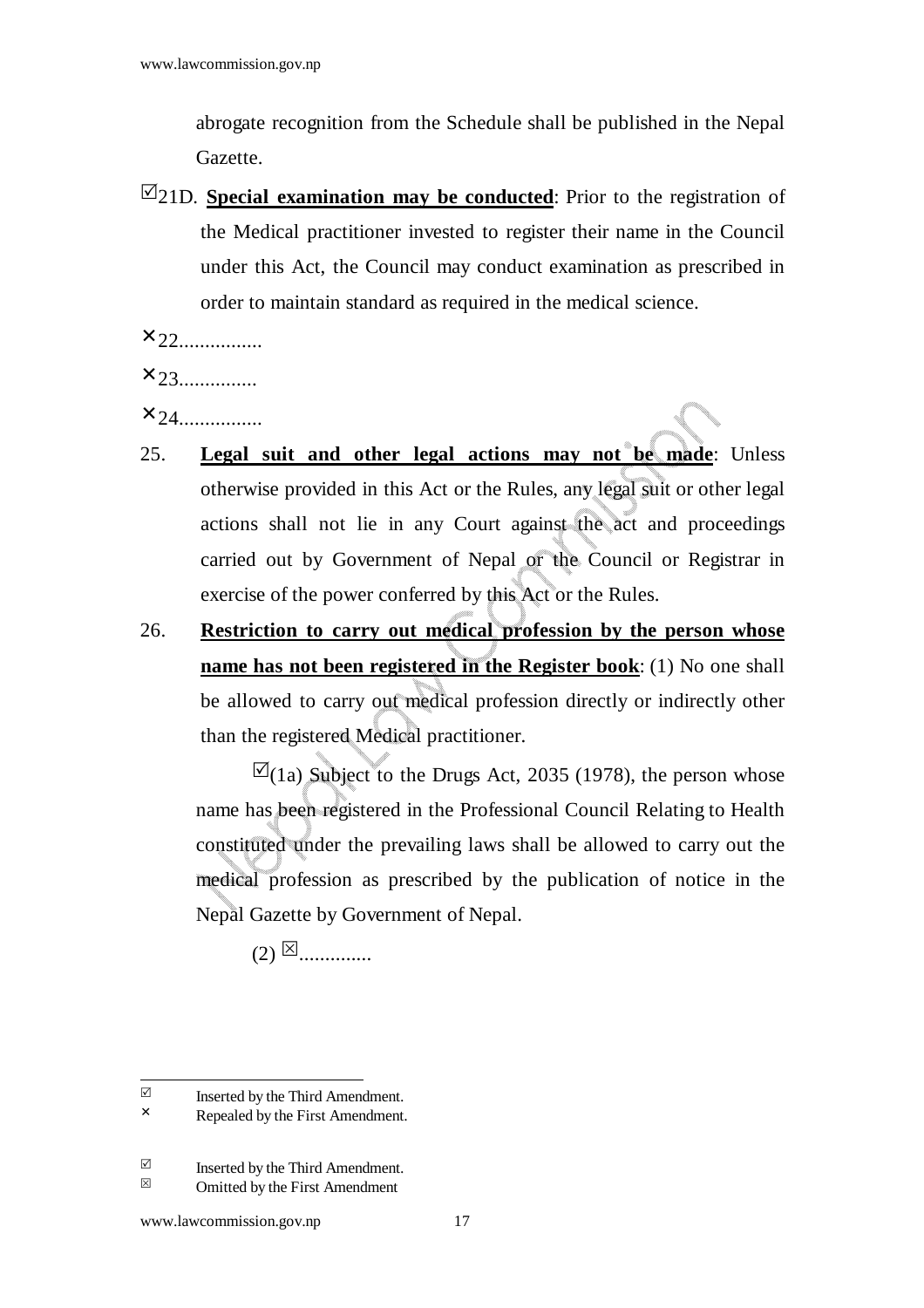abrogate recognition from the Schedule shall be published in the Nepal Gazette.

☑21D. **Special examination may be conducted**: Prior to the registration of the Medical practitioner invested to register their name in the Council under this Act, the Council may conduct examination as prescribed in order to maintain standard as required in the medical science.

×22................

×23...............

×24................

25. **Legal suit and other legal actions may not be made**: Unless otherwise provided in this Act or the Rules, any legal suit or other legal actions shall not lie in any Court against the act and proceedings carried out by Government of Nepal or the Council or Registrar in exercise of the power conferred by this Act or the Rules.

26. **Restriction to carry out medical profession by the person whose name has not been registered in the Register book**: (1) No one shall be allowed to carry out medical profession directly or indirectly other than the registered Medical practitioner.

☑(1a) Subject to the Drugs Act, 2035 (1978), the person whose name has been registered in the Professional Council Relating to Health constituted under the prevailing laws shall be allowed to carry out the medical profession as prescribed by the publication of notice in the Nepal Gazette by Government of Nepal.

(2) ☒..............

---

☑ Inserted by the Third Amendment.

× Repealed by the First Amendment.

☑ Inserted by the Third Amendment.

☒ Omitted by the First Amendment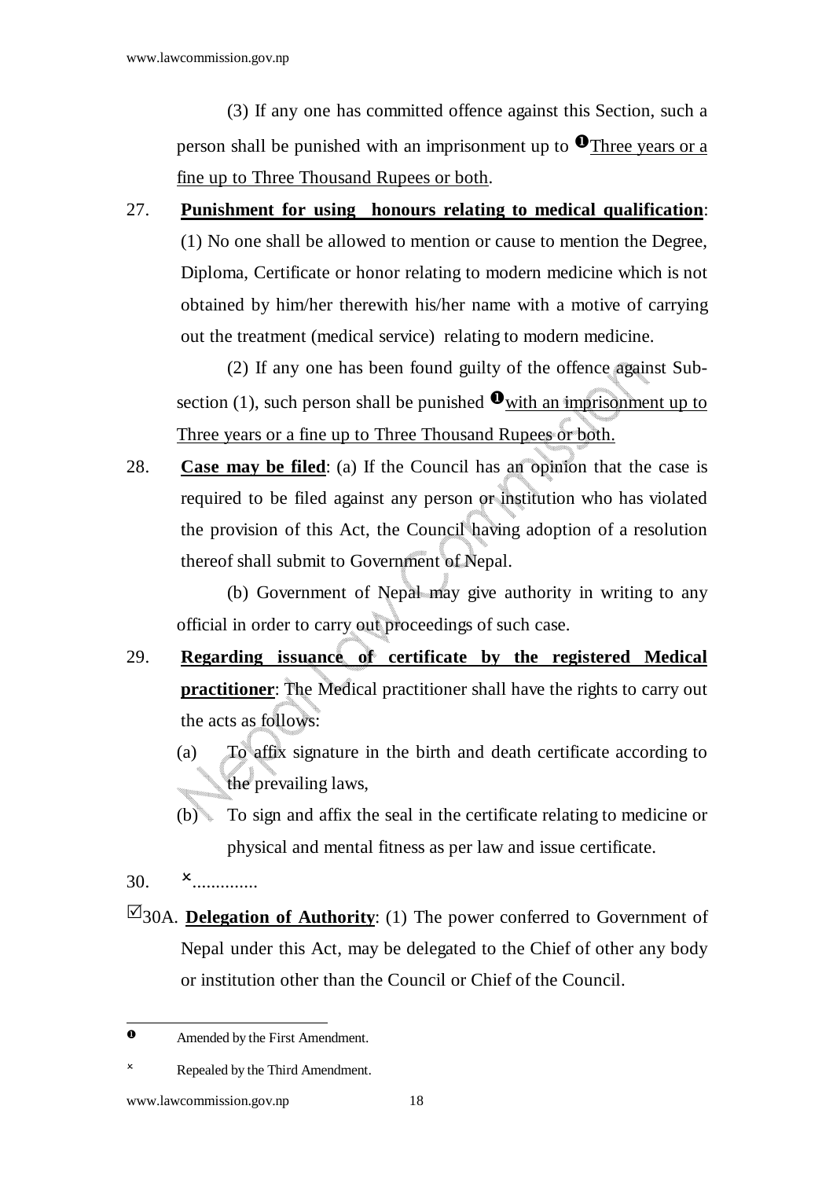(3) If any one has committed offence against this Section, such a person shall be punished with an imprisonment up to [❶]Three years or a fine up to Three Thousand Rupees or both.

27. **Punishment for using honours relating to medical qualification**: (1) No one shall be allowed to mention or cause to mention the Degree, Diploma, Certificate or honor relating to modern medicine which is not obtained by him/her therewith his/her name with a motive of carrying out the treatment (medical service) relating to modern medicine.

(2) If any one has been found guilty of the offence against Sub-section (1), such person shall be punished [❶]with an imprisonment up to Three years or a fine up to Three Thousand Rupees or both.

28. **Case may be filed**: (a) If the Council has an opinion that the case is required to be filed against any person or institution who has violated the provision of this Act, the Council having adoption of a resolution thereof shall submit to Government of Nepal.

(b) Government of Nepal may give authority in writing to any official in order to carry out proceedings of such case.

29. **Regarding issuance of certificate by the registered Medical practitioner**: The Medical practitioner shall have the rights to carry out the acts as follows:

(a) To affix signature in the birth and death certificate according to the prevailing laws,

(b) To sign and affix the seal in the certificate relating to medicine or physical and mental fitness as per law and issue certificate.

30. [×]..............

[☑]30A. **Delegation of Authority**: (1) The power conferred to Government of Nepal under this Act, may be delegated to the Chief of other any body or institution other than the Council or Chief of the Council.

---

❶ Amended by the First Amendment.

× Repealed by the Third Amendment.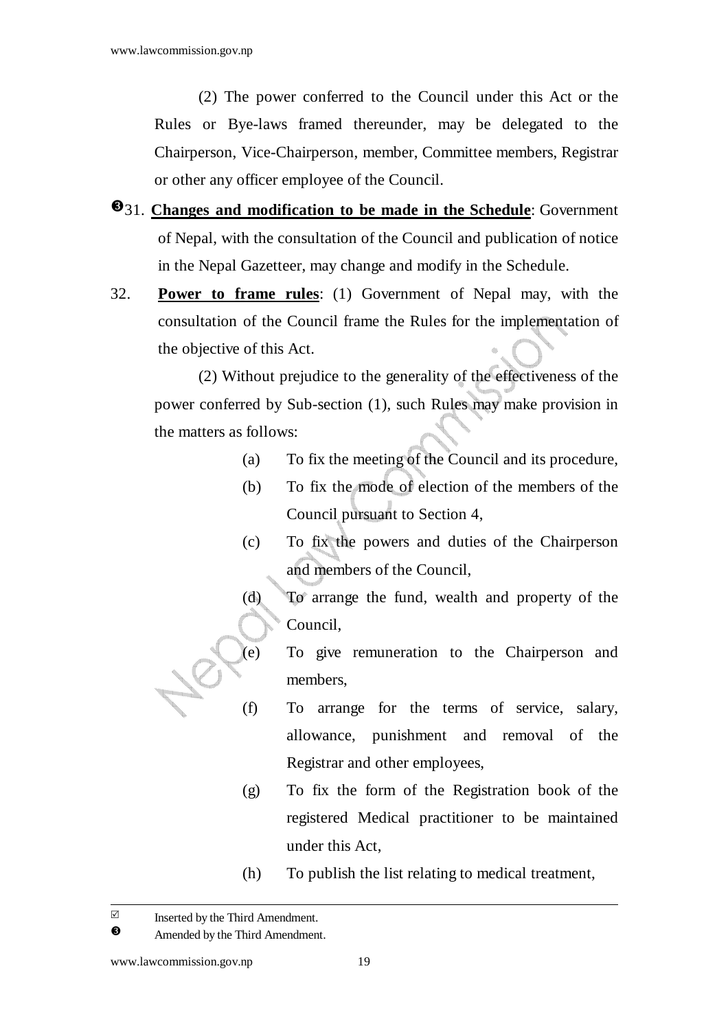(2) The power conferred to the Council under this Act or the Rules or Bye-laws framed thereunder, may be delegated to the Chairperson, Vice-Chairperson, member, Committee members, Registrar or other any officer employee of the Council.

❸31. **Changes and modification to be made in the Schedule**: Government of Nepal, with the consultation of the Council and publication of notice in the Nepal Gazetteer, may change and modify in the Schedule.

32. **Power to frame rules**: (1) Government of Nepal may, with the consultation of the Council frame the Rules for the implementation of the objective of this Act.

(2) Without prejudice to the generality of the effectiveness of the power conferred by Sub-section (1), such Rules may make provision in the matters as follows:

(a) To fix the meeting of the Council and its procedure,

(b) To fix the mode of election of the members of the Council pursuant to Section 4,

(c) To fix the powers and duties of the Chairperson and members of the Council,

(d) To arrange the fund, wealth and property of the Council,

(e) To give remuneration to the Chairperson and members,

(f) To arrange for the terms of service, salary, allowance, punishment and removal of the Registrar and other employees,

(g) To fix the form of the Registration book of the registered Medical practitioner to be maintained under this Act,

(h) To publish the list relating to medical treatment,

---

☑ Inserted by the Third Amendment.

❸ Amended by the Third Amendment.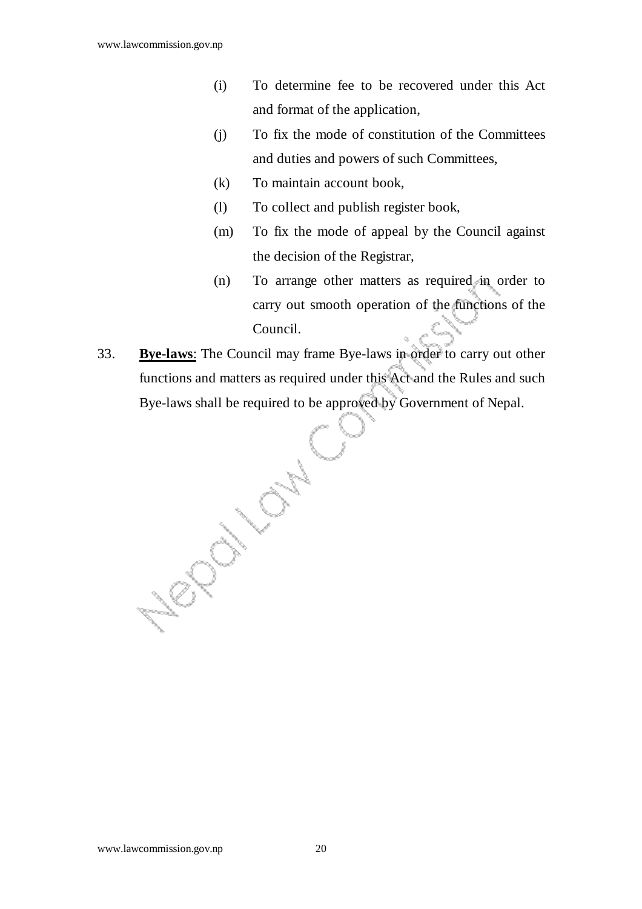(i) To determine fee to be recovered under this Act and format of the application,

(j) To fix the mode of constitution of the Committees and duties and powers of such Committees,

(k) To maintain account book,

(l) To collect and publish register book,

(m) To fix the mode of appeal by the Council against the decision of the Registrar,

(n) To arrange other matters as required in order to carry out smooth operation of the functions of the Council.

33. **Bye-laws**: The Council may frame Bye-laws in order to carry out other functions and matters as required under this Act and the Rules and such Bye-laws shall be required to be approved by Government of Nepal.